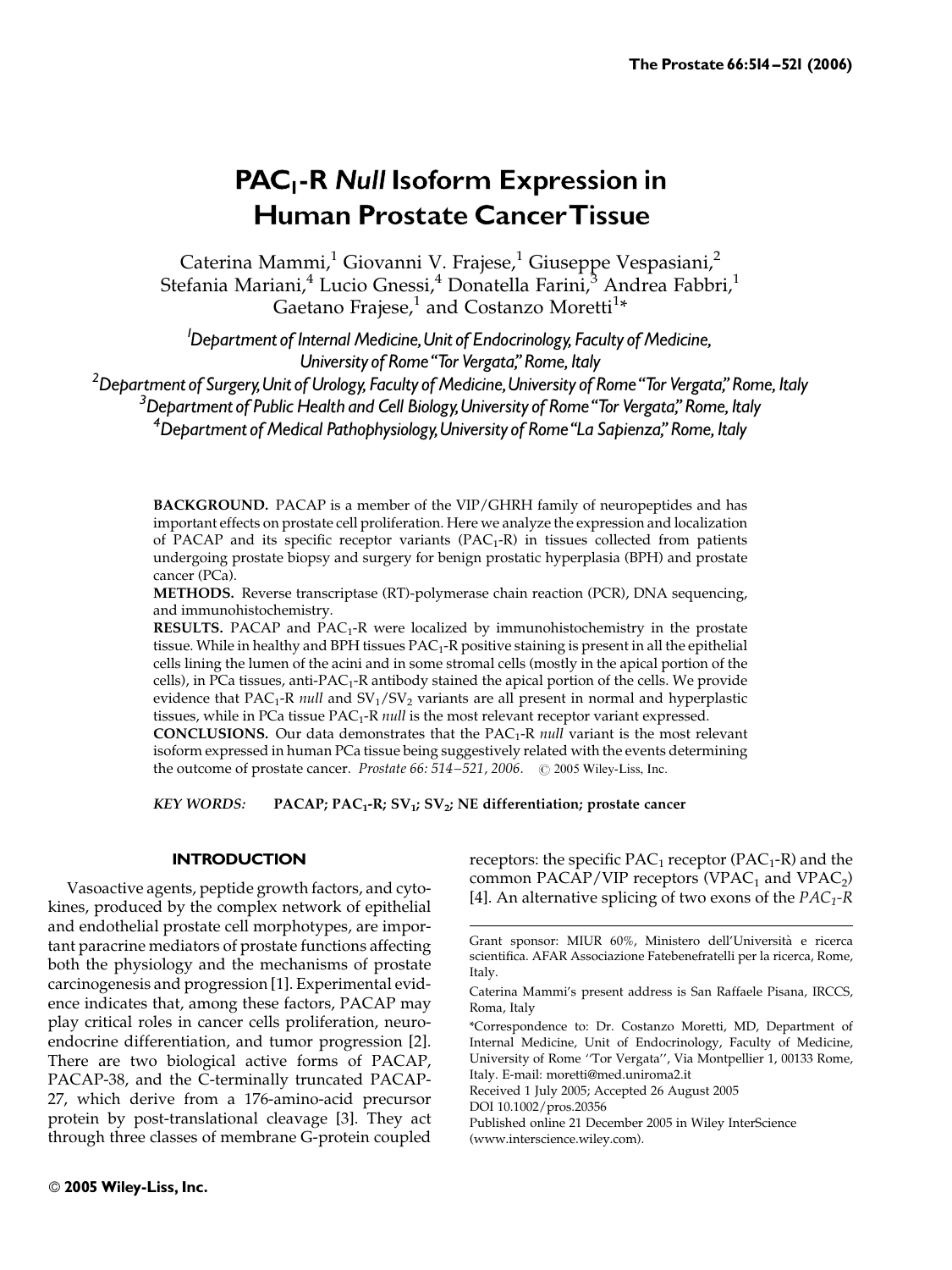# $PAC_1$-R *Null* Isoform Expression in Human Prostate Cancer Tissue

Caterina Mammi,[1] Giovanni V. Frajese,[1] Giuseppe Vespasiani,[2] Stefania Mariani,[4] Lucio Gnessi,[4] Donatella Farini,[3] Andrea Fabbri,[1] Gaetano Frajese,[1] and Costanzo Moretti[1]*

[1]*Department of Internal Medicine, Unit of Endocrinology, Faculty of Medicine, University of Rome "Tor Vergata," Rome, Italy*

[2]*Department of Surgery, Unit of Urology, Faculty of Medicine, University of Rome "Tor Vergata," Rome, Italy*

[3]*Department of Public Health and Cell Biology, University of Rome "Tor Vergata," Rome, Italy*

[4]*Department of Medical Pathophysiology, University of Rome "La Sapienza," Rome, Italy*

**BACKGROUND.** PACAP is a member of the VIP/GHRH family of neuropeptides and has important effects on prostate cell proliferation. Here we analyze the expression and localization of PACAP and its specific receptor variants ($PAC_1$-R) in tissues collected from patients undergoing prostate biopsy and surgery for benign prostatic hyperplasia (BPH) and prostate cancer (PCa).

**METHODS.** Reverse transcriptase (RT)-polymerase chain reaction (PCR), DNA sequencing, and immunohistochemistry.

**RESULTS.** PACAP and $PAC_1$-R were localized by immunohistochemistry in the prostate tissue. While in healthy and BPH tissues $PAC_1$-R positive staining is present in all the epithelial cells lining the lumen of the acini and in some stromal cells (mostly in the apical portion of the cells), in PCa tissues, anti-$PAC_1$-R antibody stained the apical portion of the cells. We provide evidence that $PAC_1$-R *null* and $SV_1$/$SV_2$ variants are all present in normal and hyperplastic tissues, while in PCa tissue $PAC_1$-R *null* is the most relevant receptor variant expressed.

**CONCLUSIONS.** Our data demonstrates that the $PAC_1$-R *null* variant is the most relevant isoform expressed in human PCa tissue being suggestively related with the events determining the outcome of prostate cancer. *Prostate 66: 514–521, 2006.* © 2005 Wiley-Liss, Inc.

*KEY WORDS:* **PACAP; $PAC_1$-R; $SV_1$; $SV_2$; NE differentiation; prostate cancer**

## INTRODUCTION

Vasoactive agents, peptide growth factors, and cytokines, produced by the complex network of epithelial and endothelial prostate cell morphotypes, are important paracrine mediators of prostate functions affecting both the physiology and the mechanisms of prostate carcinogenesis and progression [1]. Experimental evidence indicates that, among these factors, PACAP may play critical roles in cancer cells proliferation, neuroendocrine differentiation, and tumor progression [2]. There are two biological active forms of PACAP, PACAP-38, and the C-terminally truncated PACAP-27, which derive from a 176-amino-acid precursor protein by post-translational cleavage [3]. They act through three classes of membrane G-protein coupled receptors: the specific $PAC_1$ receptor ($PAC_1$-R) and the common PACAP/VIP receptors ($VPAC_1$ and $VPAC_2$) [4]. An alternative splicing of two exons of the *$PAC_1$-R*

Grant sponsor: MIUR 60%, Ministero dell'Università e ricerca scientifica. AFAR Associazione Fatebenefratelli per la ricerca, Rome, Italy.

Caterina Mammi's present address is San Raffaele Pisana, IRCCS, Roma, Italy

*Correspondence to: Dr. Costanzo Moretti, MD, Department of Internal Medicine, Unit of Endocrinology, Faculty of Medicine, University of Rome "Tor Vergata", Via Montpellier 1, 00133 Rome, Italy. E-mail: moretti@med.uniroma2.it

Received 1 July 2005; Accepted 26 August 2005

DOI 10.1002/pros.20356

Published online 21 December 2005 in Wiley InterScience (www.interscience.wiley.com).

© 2005 Wiley-Liss, Inc.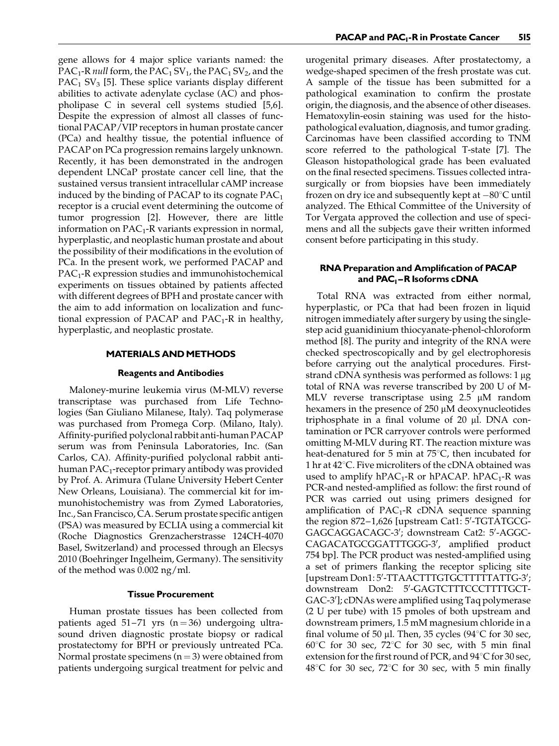gene allows for 4 major splice variants named: the $PAC_1$-R *null* form, the $PAC_1$ $SV_1$, the $PAC_1$ $SV_2$, and the $PAC_1$ $SV_3$ [5]. These splice variants display different abilities to activate adenylate cyclase (AC) and phospholipase C in several cell systems studied [5,6]. Despite the expression of almost all classes of functional PACAP/VIP receptors in human prostate cancer (PCa) and healthy tissue, the potential influence of PACAP on PCa progression remains largely unknown. Recently, it has been demonstrated in the androgen dependent LNCaP prostate cancer cell line, that the sustained versus transient intracellular cAMP increase induced by the binding of PACAP to its cognate $PAC_1$ receptor is a crucial event determining the outcome of tumor progression [2]. However, there are little information on $PAC_1$-R variants expression in normal, hyperplastic, and neoplastic human prostate and about the possibility of their modifications in the evolution of PCa. In the present work, we performed PACAP and $PAC_1$-R expression studies and immunohistochemical experiments on tissues obtained by patients affected with different degrees of BPH and prostate cancer with the aim to add information on localization and functional expression of PACAP and $PAC_1$-R in healthy, hyperplastic, and neoplastic prostate.

## MATERIALS AND METHODS

### Reagents and Antibodies

Maloney-murine leukemia virus (M-MLV) reverse transcriptase was purchased from Life Technologies (San Giuliano Milanese, Italy). Taq polymerase was purchased from Promega Corp. (Milano, Italy). Affinity-purified polyclonal rabbit anti-human PACAP serum was from Peninsula Laboratories, Inc. (San Carlos, CA). Affinity-purified polyclonal rabbit anti-human $PAC_1$-receptor primary antibody was provided by Prof. A. Arimura (Tulane University Hebert Center New Orleans, Louisiana). The commercial kit for immunohistochemistry was from Zymed Laboratories, Inc., San Francisco, CA. Serum prostate specific antigen (PSA) was measured by ECLIA using a commercial kit (Roche Diagnostics Grenzacherstrasse 124CH-4070 Basel, Switzerland) and processed through an Elecsys 2010 (Boehringer Ingelheim, Germany). The sensitivity of the method was 0.002 ng/ml.

### Tissue Procurement

Human prostate tissues has been collected from patients aged 51–71 yrs ($n = 36$) undergoing ultrasound driven diagnostic prostate biopsy or radical prostatectomy for BPH or previously untreated PCa. Normal prostate specimens ($n = 3$) were obtained from patients undergoing surgical treatment for pelvic and urogenital primary diseases. After prostatectomy, a wedge-shaped specimen of the fresh prostate was cut. A sample of the tissue has been submitted for a pathological examination to confirm the prostate origin, the diagnosis, and the absence of other diseases. Hematoxylin-eosin staining was used for the histopathological evaluation, diagnosis, and tumor grading. Carcinomas have been classified according to TNM score referred to the pathological T-state [7]. The Gleason histopathological grade has been evaluated on the final resected specimens. Tissues collected intrasurgically or from biopsies have been immediately frozen on dry ice and subsequently kept at $-80°C$ until analyzed. The Ethical Committee of the University of Tor Vergata approved the collection and use of specimens and all the subjects gave their written informed consent before participating in this study.

### RNA Preparation and Amplification of PACAP and $PAC_1$–R Isoforms cDNA

Total RNA was extracted from either normal, hyperplastic, or PCa that had been frozen in liquid nitrogen immediately after surgery by using the single-step acid guanidinium thiocyanate-phenol-chloroform method [8]. The purity and integrity of the RNA were checked spectroscopically and by gel electrophoresis before carrying out the analytical procedures. First-strand cDNA synthesis was performed as follows: 1 μg total of RNA was reverse transcribed by 200 U of M-MLV reverse transcriptase using 2.5 μM random hexamers in the presence of 250 μM deoxynucleotides triphosphate in a final volume of 20 μl. DNA contamination or PCR carryover controls were performed omitting M-MLV during RT. The reaction mixture was heat-denatured for 5 min at 75°C, then incubated for 1 hr at 42°C. Five microliters of the cDNA obtained was used to amplify $hPAC_1$-R or hPACAP. $hPAC_1$-R was PCR-and nested-amplified as follow: the first round of PCR was carried out using primers designed for amplification of $PAC_1$-R cDNA sequence spanning the region 872–1,626 [upstream Cat1: 5′-TGTATGCG-GAGCAGGACAGC-3′; downstream Cat2: 5′-AGGC-CAGACATGCGGATTTGGG-3′, amplified product 754 bp]. The PCR product was nested-amplified using a set of primers flanking the receptor splicing site [upstream Don1: 5′-TTAACTTTGTGCTTTTTATTG-3′; downstream Don2: 5′-GAGTCTTTCCCTTTTGCT-GAC-3′]; cDNAs were amplified using Taq polymerase (2 U per tube) with 15 pmoles of both upstream and downstream primers, 1.5 mM magnesium chloride in a final volume of 50 μl. Then, 35 cycles (94°C for 30 sec, 60°C for 30 sec, 72°C for 30 sec, with 5 min final extension for the first round of PCR, and 94°C for 30 sec, 48°C for 30 sec, 72°C for 30 sec, with 5 min finally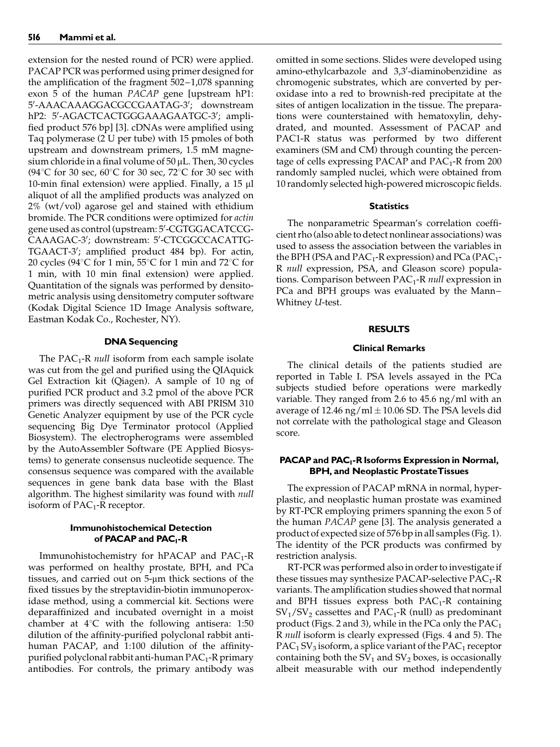extension for the nested round of PCR) were applied. PACAP PCR was performed using primer designed for the amplification of the fragment 502–1,078 spanning exon 5 of the human *PACAP* gene [upstream hP1: 5′-AAACAAAGGACGCCGAATAG-3′; downstream hP2: 5′-AGACTCACTGGGAAAGAATGC-3′; amplified product 576 bp] [3]. cDNAs were amplified using Taq polymerase (2 U per tube) with 15 pmoles of both upstream and downstream primers, 1.5 mM magnesium chloride in a final volume of 50 μL. Then, 30 cycles (94°C for 30 sec, 60°C for 30 sec, 72°C for 30 sec with 10-min final extension) were applied. Finally, a 15 μl aliquot of all the amplified products was analyzed on 2% (wt/vol) agarose gel and stained with ethidium bromide. The PCR conditions were optimized for *actin* gene used as control (upstream: 5′-CGTGGACATCCG-CAAAGAC-3′; downstream: 5′-CTCGGCCACATTG-TGAACT-3′; amplified product 484 bp). For actin, 20 cycles (94°C for 1 min, 55°C for 1 min and 72°C for 1 min, with 10 min final extension) were applied. Quantitation of the signals was performed by densitometric analysis using densitometry computer software (Kodak Digital Science 1D Image Analysis software, Eastman Kodak Co., Rochester, NY).

### DNA Sequencing

The $PAC_1$-R *null* isoform from each sample isolate was cut from the gel and purified using the QIAquick Gel Extraction kit (Qiagen). A sample of 10 ng of purified PCR product and 3.2 pmol of the above PCR primers was directly sequenced with ABI PRISM 310 Genetic Analyzer equipment by use of the PCR cycle sequencing Big Dye Terminator protocol (Applied Biosystem). The electropherograms were assembled by the AutoAssembler Software (PE Applied Biosystems) to generate consensus nucleotide sequence. The consensus sequence was compared with the available sequences in gene bank data base with the Blast algorithm. The highest similarity was found with *null* isoform of $PAC_1$-R receptor.

### Immunohistochemical Detection of PACAP and $PAC_1$-R

Immunohistochemistry for hPACAP and $PAC_1$-R was performed on healthy prostate, BPH, and PCa tissues, and carried out on 5-μm thick sections of the fixed tissues by the streptavidin-biotin immunoperoxidase method, using a commercial kit. Sections were deparaffinized and incubated overnight in a moist chamber at 4°C with the following antisera: 1:50 dilution of the affinity-purified polyclonal rabbit anti-human PACAP, and 1:100 dilution of the affinity-purified polyclonal rabbit anti-human $PAC_1$-R primary antibodies. For controls, the primary antibody was omitted in some sections. Slides were developed using amino-ethylcarbazole and 3,3′-diaminobenzidine as chromogenic substrates, which are converted by peroxidase into a red to brownish-red precipitate at the sites of antigen localization in the tissue. The preparations were counterstained with hematoxylin, dehydrated, and mounted. Assessment of PACAP and PAC1-R status was performed by two different examiners (SM and CM) through counting the percentage of cells expressing PACAP and $PAC_1$-R from 200 randomly sampled nuclei, which were obtained from 10 randomly selected high-powered microscopic fields.

### Statistics

The nonparametric Spearman's correlation coefficient rho (also able to detect nonlinear associations) was used to assess the association between the variables in the BPH (PSA and $PAC_1$-R expression) and PCa ($PAC_1$-R *null* expression, PSA, and Gleason score) populations. Comparison between $PAC_1$-R *null* expression in PCa and BPH groups was evaluated by the Mann–Whitney *U*-test.

## RESULTS

### Clinical Remarks

The clinical details of the patients studied are reported in Table I. PSA levels assayed in the PCa subjects studied before operations were markedly variable. They ranged from 2.6 to 45.6 ng/ml with an average of 12.46 ng/ml ± 10.06 SD. The PSA levels did not correlate with the pathological stage and Gleason score.

### PACAP and $PAC_1$-R Isoforms Expression in Normal, BPH, and Neoplastic Prostate Tissues

The expression of PACAP mRNA in normal, hyperplastic, and neoplastic human prostate was examined by RT-PCR employing primers spanning the exon 5 of the human *PACAP* gene [3]. The analysis generated a product of expected size of 576 bp in all samples (Fig. 1). The identity of the PCR products was confirmed by restriction analysis.

RT-PCR was performed also in order to investigate if these tissues may synthesize PACAP-selective $PAC_1$-R variants. The amplification studies showed that normal and BPH tissues express both $PAC_1$-R containing $SV_1$/$SV_2$ cassettes and $PAC_1$-R (null) as predominant product (Figs. 2 and 3), while in the PCa only the $PAC_1$ R *null* isoform is clearly expressed (Figs. 4 and 5). The $PAC_1$ $SV_3$ isoform, a splice variant of the $PAC_1$ receptor containing both the $SV_1$ and $SV_2$ boxes, is occasionally albeit measurable with our method independently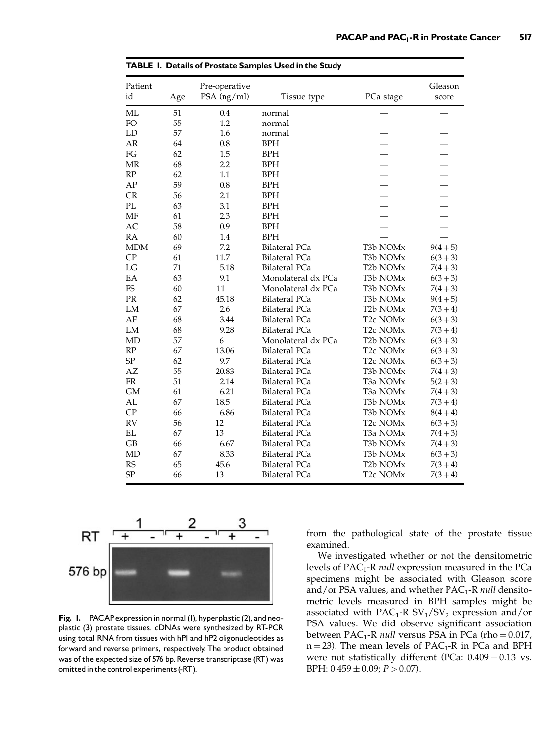**TABLE I. Details of Prostate Samples Used in the Study**

| Patient id | Age | Pre-operative PSA (ng/ml) | Tissue type | PCa stage | Gleason score |
|---|---|---|---|---|---|
| ML | 51 | 0.4 | normal | — | — |
| FO | 55 | 1.2 | normal | — | — |
| LD | 57 | 1.6 | normal | — | — |
| AR | 64 | 0.8 | BPH | — | — |
| FG | 62 | 1.5 | BPH | — | — |
| MR | 68 | 2.2 | BPH | — | — |
| RP | 62 | 1.1 | BPH | — | — |
| AP | 59 | 0.8 | BPH | — | — |
| CR | 56 | 2.1 | BPH | — | — |
| PL | 63 | 3.1 | BPH | — | — |
| MF | 61 | 2.3 | BPH | — | — |
| AC | 58 | 0.9 | BPH | — | — |
| RA | 60 | 1.4 | BPH | — | — |
| MDM | 69 | 7.2 | Bilateral PCa | T3b NOMx | 9(4 + 5) |
| CP | 61 | 11.7 | Bilateral PCa | T3b NOMx | 6(3 + 3) |
| LG | 71 | 5.18 | Bilateral PCa | T2b NOMx | 7(4 + 3) |
| EA | 63 | 9.1 | Monolateral dx PCa | T3b NOMx | 6(3 + 3) |
| FS | 60 | 11 | Monolateral dx PCa | T3b NOMx | 7(4 + 3) |
| PR | 62 | 45.18 | Bilateral PCa | T3b NOMx | 9(4 + 5) |
| LM | 67 | 2.6 | Bilateral PCa | T2b NOMx | 7(3 + 4) |
| AF | 68 | 3.44 | Bilateral PCa | T2c NOMx | 6(3 + 3) |
| LM | 68 | 9.28 | Bilateral PCa | T2c NOMx | 7(3 + 4) |
| MD | 57 | 6 | Monolateral dx PCa | T2b NOMx | 6(3 + 3) |
| RP | 67 | 13.06 | Bilateral PCa | T2c NOMx | 6(3 + 3) |
| SP | 62 | 9.7 | Bilateral PCa | T2c NOMx | 6(3 + 3) |
| AZ | 55 | 20.83 | Bilateral PCa | T3b NOMx | 7(4 + 3) |
| FR | 51 | 2.14 | Bilateral PCa | T3a NOMx | 5(2 + 3) |
| GM | 61 | 6.21 | Bilateral PCa | T3a NOMx | 7(4 + 3) |
| AL | 67 | 18.5 | Bilateral PCa | T3b NOMx | 7(3 + 4) |
| CP | 66 | 6.86 | Bilateral PCa | T3b NOMx | 8(4 + 4) |
| RV | 56 | 12 | Bilateral PCa | T2c NOMx | 6(3 + 3) |
| EL | 67 | 13 | Bilateral PCa | T3a NOMx | 7(4 + 3) |
| GB | 66 | 6.67 | Bilateral PCa | T3b NOMx | 7(4 + 3) |
| MD | 67 | 8.33 | Bilateral PCa | T3b NOMx | 6(3 + 3) |
| RS | 65 | 45.6 | Bilateral PCa | T2b NOMx | 7(3 + 4) |
| SP | 66 | 13 | Bilateral PCa | T2c NOMx | 7(3 + 4) |

**Fig. 1.** PACAP expression in normal (1), hyperplastic (2), and neoplastic (3) prostate tissues. cDNAs were synthesized by RT-PCR using total RNA from tissues with hP1 and hP2 oligonucleotides as forward and reverse primers, respectively. The product obtained was of the expected size of 576 bp. Reverse transcriptase (RT) was omitted in the control experiments (-RT).

from the pathological state of the prostate tissue examined.

We investigated whether or not the densitometric levels of $PAC_1$-R *null* expression measured in the PCa specimens might be associated with Gleason score and/or PSA values, and whether $PAC_1$-R *null* densitometric levels measured in BPH samples might be associated with $PAC_1$-R $SV_1/SV_2$ expression and/or PSA values. We did observe significant association between $PAC_1$-R *null* versus PSA in PCa (rho = 0.017, n = 23). The mean levels of $PAC_1$-R in PCa and BPH were not statistically different (PCa: $0.409 \pm 0.13$ vs. BPH: $0.459 \pm 0.09$; $P > 0.07$).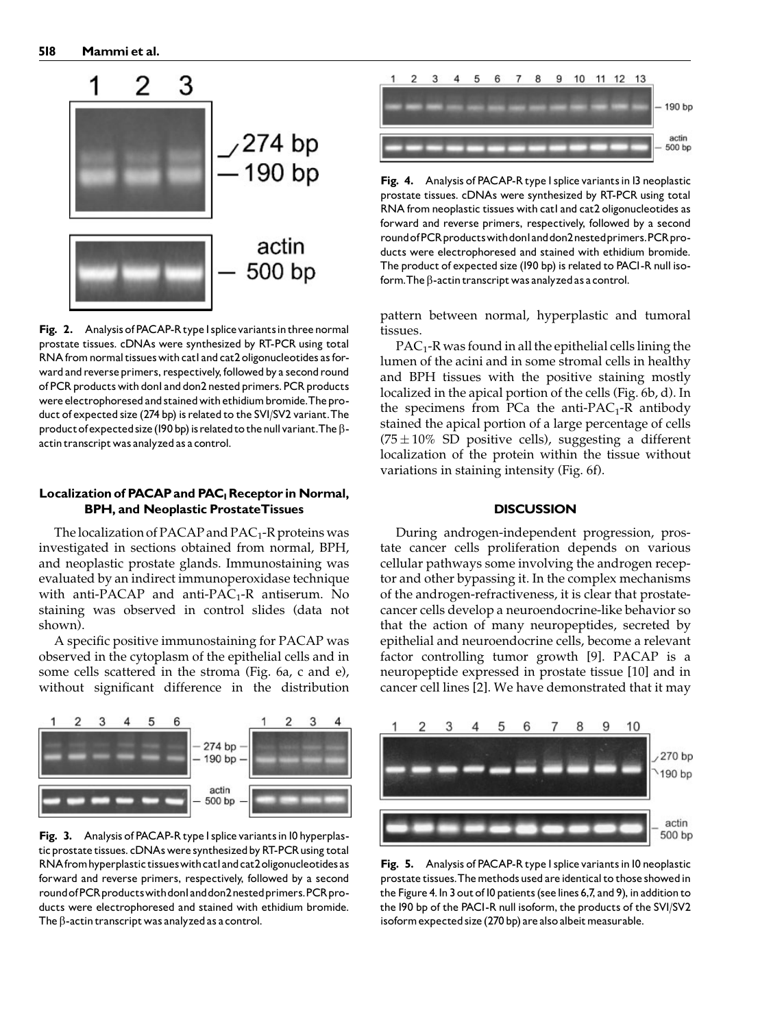**Fig. 2.** Analysis of PACAP-R type I splice variants in three normal prostate tissues. cDNAs were synthesized by RT-PCR using total RNA from normal tissues with cat1 and cat2 oligonucleotides as forward and reverse primers, respectively, followed by a second round of PCR products with don1 and don2 nested primers. PCR products were electrophoresed and stained with ethidium bromide. The product of expected size (274 bp) is related to the SV1/SV2 variant. The product of expected size (190 bp) is related to the null variant. The β-actin transcript was analyzed as a control.

**Fig. 4.** Analysis of PACAP-R type I splice variants in 13 neoplastic prostate tissues. cDNAs were synthesized by RT-PCR using total RNA from neoplastic tissues with cat1 and cat2 oligonucleotides as forward and reverse primers, respectively, followed by a second round of PCR products with don1 and don2 nested primers. PCR products were electrophoresed and stained with ethidium bromide. The product of expected size (190 bp) is related to PAC1-R null isoform. The β-actin transcript was analyzed as a control.

### Localization of PACAP and $PAC_1$ Receptor in Normal, BPH, and Neoplastic Prostate Tissues

The localization of PACAP and $PAC_1$-R proteins was investigated in sections obtained from normal, BPH, and neoplastic prostate glands. Immunostaining was evaluated by an indirect immunoperoxidase technique with anti-PACAP and anti-$PAC_1$-R antiserum. No staining was observed in control slides (data not shown).

A specific positive immunostaining for PACAP was observed in the cytoplasm of the epithelial cells and in some cells scattered in the stroma (Fig. 6a, c and e), without significant difference in the distribution pattern between normal, hyperplastic and tumoral tissues.

$PAC_1$-R was found in all the epithelial cells lining the lumen of the acini and in some stromal cells in healthy and BPH tissues with the positive staining mostly localized in the apical portion of the cells (Fig. 6b, d). In the specimens from PCa the anti-$PAC_1$-R antibody stained the apical portion of a large percentage of cells ($75 \pm 10\%$ SD positive cells), suggesting a different localization of the protein within the tissue without variations in staining intensity (Fig. 6f).

**Fig. 3.** Analysis of PACAP-R type I splice variants in 10 hyperplastic prostate tissues. cDNAs were synthesized by RT-PCR using total RNA from hyperplastic tissues with cat1 and cat2 oligonucleotides as forward and reverse primers, respectively, followed by a second round of PCR products with don1 and don2 nested primers. PCR products were electrophoresed and stained with ethidium bromide. The β-actin transcript was analyzed as a control.

**Fig. 5.** Analysis of PACAP-R type I splice variants in 10 neoplastic prostate tissues. The methods used are identical to those showed in the Figure 4. In 3 out of 10 patients (see lines 6, 7, and 9), in addition to the 190 bp of the PAC1-R null isoform, the products of the SV1/SV2 isoform expected size (270 bp) are also albeit measurable.

## DISCUSSION

During androgen-independent progression, prostate cancer cells proliferation depends on various cellular pathways some involving the androgen receptor and other bypassing it. In the complex mechanisms of the androgen-refractiveness, it is clear that prostate-cancer cells develop a neuroendocrine-like behavior so that the action of many neuropeptides, secreted by epithelial and neuroendocrine cells, become a relevant factor controlling tumor growth [9]. PACAP is a neuropeptide expressed in prostate tissue [10] and in cancer cell lines [2]. We have demonstrated that it may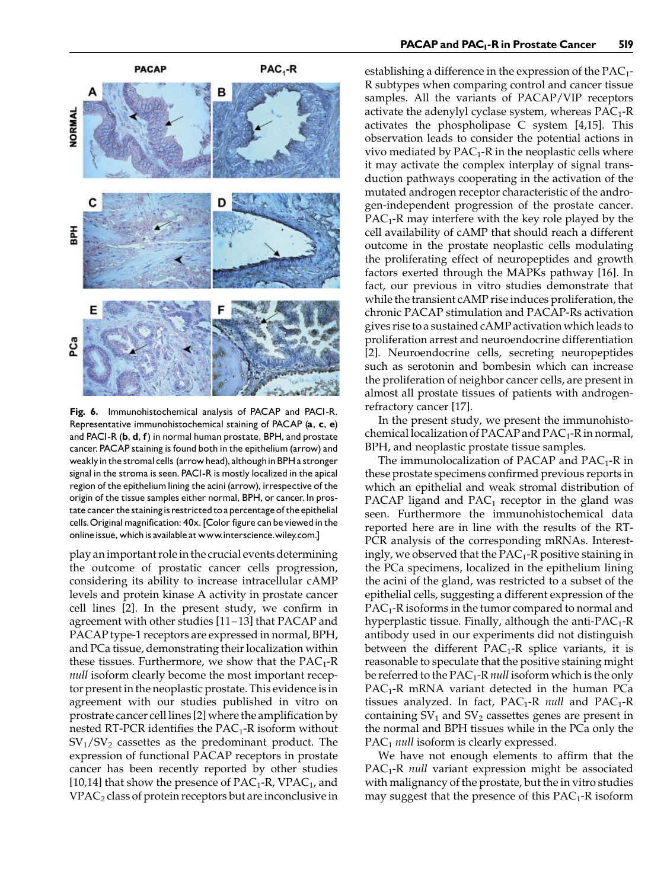**Fig. 6.** Immunohistochemical analysis of PACAP and PACI-R. Representative immunohistochemical staining of PACAP (**a**, **c**, **e**) and PACI-R (**b**, **d**, **f**) in normal human prostate, BPH, and prostate cancer. PACAP staining is found both in the epithelium (arrow) and weakly in the stromal cells (arrow head), although in BPH a stronger signal in the stroma is seen. PACI-R is mostly localized in the apical region of the epithelium lining the acini (arrow), irrespective of the origin of the tissue samples either normal, BPH, or cancer. In prostate cancer the staining is restricted to a percentage of the epithelial cells. Original magnification: 40x. [Color figure can be viewed in the online issue, which is available at www.interscience.wiley.com.]

play an important role in the crucial events determining the outcome of prostatic cancer cells progression, considering its ability to increase intracellular cAMP levels and protein kinase A activity in prostate cancer cell lines [2]. In the present study, we confirm in agreement with other studies [11–13] that PACAP and PACAP type-1 receptors are expressed in normal, BPH, and PCa tissue, demonstrating their localization within these tissues. Furthermore, we show that the $PAC_1$-R *null* isoform clearly become the most important receptor present in the neoplastic prostate. This evidence is in agreement with our studies published in vitro on prostrate cancer cell lines [2] where the amplification by nested RT-PCR identifies the $PAC_1$-R isoform without $SV_1/SV_2$ cassettes as the predominant product. The expression of functional PACAP receptors in prostate cancer has been recently reported by other studies [10,14] that show the presence of $PAC_1$-R, $VPAC_1$, and $VPAC_2$ class of protein receptors but are inconclusive in establishing a difference in the expression of the $PAC_1$-R subtypes when comparing control and cancer tissue samples. All the variants of PACAP/VIP receptors activate the adenylyl cyclase system, whereas $PAC_1$-R activates the phospholipase C system [4,15]. This observation leads to consider the potential actions in vivo mediated by $PAC_1$-R in the neoplastic cells where it may activate the complex interplay of signal transduction pathways cooperating in the activation of the mutated androgen receptor characteristic of the androgen-independent progression of the prostate cancer. $PAC_1$-R may interfere with the key role played by the cell availability of cAMP that should reach a different outcome in the prostate neoplastic cells modulating the proliferating effect of neuropeptides and growth factors exerted through the MAPKs pathway [16]. In fact, our previous in vitro studies demonstrate that while the transient cAMP rise induces proliferation, the chronic PACAP stimulation and PACAP-Rs activation gives rise to a sustained cAMP activation which leads to proliferation arrest and neuroendocrine differentiation [2]. Neuroendocrine cells, secreting neuropeptides such as serotonin and bombesin which can increase the proliferation of neighbor cancer cells, are present in almost all prostate tissues of patients with androgen-refractory cancer [17].

In the present study, we present the immunohistochemical localization of PACAP and $PAC_1$-R in normal, BPH, and neoplastic prostate tissue samples.

The immunolocalization of PACAP and $PAC_1$-R in these prostate specimens confirmed previous reports in which an epithelial and weak stromal distribution of PACAP ligand and $PAC_1$ receptor in the gland was seen. Furthermore the immunohistochemical data reported here are in line with the results of the RT-PCR analysis of the corresponding mRNAs. Interestingly, we observed that the $PAC_1$-R positive staining in the PCa specimens, localized in the epithelium lining the acini of the gland, was restricted to a subset of the epithelial cells, suggesting a different expression of the $PAC_1$-R isoforms in the tumor compared to normal and hyperplastic tissue. Finally, although the anti-$PAC_1$-R antibody used in our experiments did not distinguish between the different $PAC_1$-R splice variants, it is reasonable to speculate that the positive staining might be referred to the $PAC_1$-R *null* isoform which is the only $PAC_1$-R mRNA variant detected in the human PCa tissues analyzed. In fact, $PAC_1$-R *null* and $PAC_1$-R containing $SV_1$ and $SV_2$ cassettes genes are present in the normal and BPH tissues while in the PCa only the $PAC_1$ *null* isoform is clearly expressed.

We have not enough elements to affirm that the $PAC_1$-R *null* variant expression might be associated with malignancy of the prostate, but the in vitro studies may suggest that the presence of this $PAC_1$-R isoform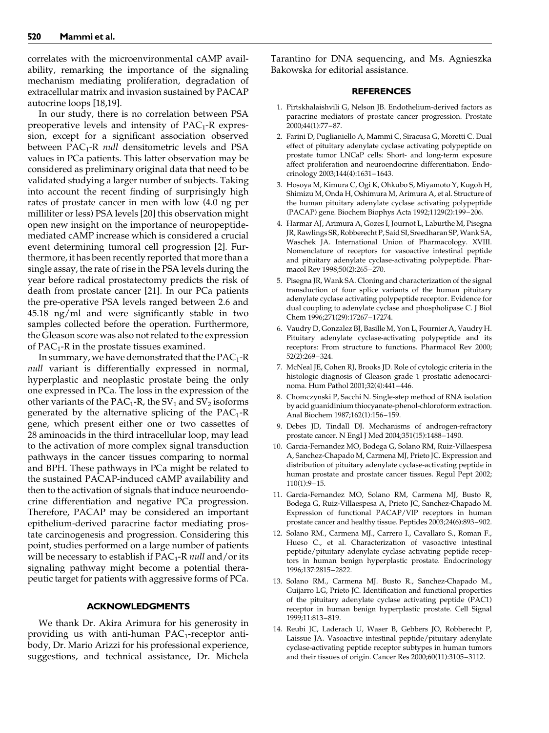correlates with the microenvironmental cAMP availability, remarking the importance of the signaling mechanism mediating proliferation, degradation of extracellular matrix and invasion sustained by PACAP autocrine loops [18,19].

In our study, there is no correlation between PSA preoperative levels and intensity of $PAC_1$-R expression, except for a significant association observed between $PAC_1$-R *null* densitometric levels and PSA values in PCa patients. This latter observation may be considered as preliminary original data that need to be validated studying a larger number of subjects. Taking into account the recent finding of surprisingly high rates of prostate cancer in men with low (4.0 ng per milliliter or less) PSA levels [20] this observation might open new insight on the importance of neuropeptide-mediated cAMP increase which is considered a crucial event determining tumoral cell progression [2]. Furthermore, it has been recently reported that more than a single assay, the rate of rise in the PSA levels during the year before radical prostatectomy predicts the risk of death from prostate cancer [21]. In our PCa patients the pre-operative PSA levels ranged between 2.6 and 45.18 ng/ml and were significantly stable in two samples collected before the operation. Furthermore, the Gleason score was also not related to the expression of $PAC_1$-R in the prostate tissues examined.

In summary, we have demonstrated that the $PAC_1$-R *null* variant is differentially expressed in normal, hyperplastic and neoplastic prostate being the only one expressed in PCa. The loss in the expression of the other variants of the $PAC_1$-R, the $SV_1$ and $SV_2$ isoforms generated by the alternative splicing of the $PAC_1$-R gene, which present either one or two cassettes of 28 aminoacids in the third intracellular loop, may lead to the activation of more complex signal transduction pathways in the cancer tissues comparing to normal and BPH. These pathways in PCa might be related to the sustained PACAP-induced cAMP availability and then to the activation of signals that induce neuroendocrine differentiation and negative PCa progression. Therefore, PACAP may be considered an important epithelium-derived paracrine factor mediating prostate carcinogenesis and progression. Considering this point, studies performed on a large number of patients will be necessary to establish if $PAC_1$-R *null* and/or its signaling pathway might become a potential therapeutic target for patients with aggressive forms of PCa.

## ACKNOWLEDGMENTS

We thank Dr. Akira Arimura for his generosity in providing us with anti-human $PAC_1$-receptor antibody, Dr. Mario Arizzi for his professional experience, suggestions, and technical assistance, Dr. Michela Tarantino for DNA sequencing, and Ms. Agnieszka Bakowska for editorial assistance.

## REFERENCES

1. Pirtskhalaishvili G, Nelson JB. Endothelium-derived factors as paracrine mediators of prostate cancer progression. Prostate 2000;44(1):77–87.
2. Farini D, Puglianiello A, Mammi C, Siracusa G, Moretti C. Dual effect of pituitary adenylate cyclase activating polypeptide on prostate tumor LNCaP cells: Short- and long-term exposure affect proliferation and neuroendocrine differentiation. Endocrinology 2003;144(4):1631–1643.
3. Hosoya M, Kimura C, Ogi K, Ohkubo S, Miyamoto Y, Kugoh H, Shimizu M, Onda H, Oshimura M, Arimura A, et al. Structure of the human pituitary adenylate cyclase activating polypeptide (PACAP) gene. Biochem Biophys Acta 1992;1129(2):199–206.
4. Harmar AJ, Arimura A, Gozes I, Journot L, Laburthe M, Pisegna JR, Rawlings SR, Robberecht P, Said SI, Sreedharan SP, Wank SA, Waschek JA. International Union of Pharmacology. XVIII. Nomenclature of receptors for vasoactive intestinal peptide and pituitary adenylate cyclase-activating polypeptide. Pharmacol Rev 1998;50(2):265–270.
5. Pisegna JR, Wank SA. Cloning and characterization of the signal transduction of four splice variants of the human pituitary adenylate cyclase activating polypeptide receptor. Evidence for dual coupling to adenylate cyclase and phospholipase C. J Biol Chem 1996;271(29):17267–17274.
6. Vaudry D, Gonzalez BJ, Basille M, Yon L, Fournier A, Vaudry H. Pituitary adenylate cyclase-activating polypeptide and its receptors: From structure to functions. Pharmacol Rev 2000; 52(2):269–324.
7. McNeal JE, Cohen RJ, Brooks JD. Role of cytologic criteria in the histologic diagnosis of Gleason grade 1 prostatic adenocarcinoma. Hum Pathol 2001;32(4):441–446.
8. Chomczynski P, Sacchi N. Single-step method of RNA isolation by acid guanidinium thiocyanate-phenol-chloroform extraction. Anal Biochem 1987;162(1):156–159.
9. Debes JD, Tindall DJ. Mechanisms of androgen-refractory prostate cancer. N Engl J Med 2004;351(15):1488–1490.
10. Garcia-Fernandez MO, Bodega G, Solano RM, Ruiz-Villaespesa A, Sanchez-Chapado M, Carmena MJ, Prieto JC. Expression and distribution of pituitary adenylate cyclase-activating peptide in human prostate and prostate cancer tissues. Regul Pept 2002; 110(1):9–15.
11. Garcia-Fernandez MO, Solano RM, Carmena MJ, Busto R, Bodega G, Ruiz-Villaespesa A, Prieto JC, Sanchez-Chapado M. Expression of functional PACAP/VIP receptors in human prostate cancer and healthy tissue. Peptides 2003;24(6):893–902.
12. Solano RM., Carmena MJ., Carrero I., Cavallaro S., Roman F., Hueso C., et al. Characterization of vasoactive intestinal peptide/pituitary adenylate cyclase activating peptide receptors in human benign hyperplastic prostate. Endocrinology 1996;137:2815–2822.
13. Solano RM., Carmena MJ. Busto R., Sanchez-Chapado M., Guijarro LG, Prieto JC. Identification and functional properties of the pituitary adenylate cyclase activating peptide (PAC1) receptor in human benign hyperplastic prostate. Cell Signal 1999;11:813–819.
14. Reubi JC, Laderach U, Waser B, Gebbers JO, Robberecht P, Laissue JA. Vasoactive intestinal peptide/pituitary adenylate cyclase-activating peptide receptor subtypes in human tumors and their tissues of origin. Cancer Res 2000;60(11):3105–3112.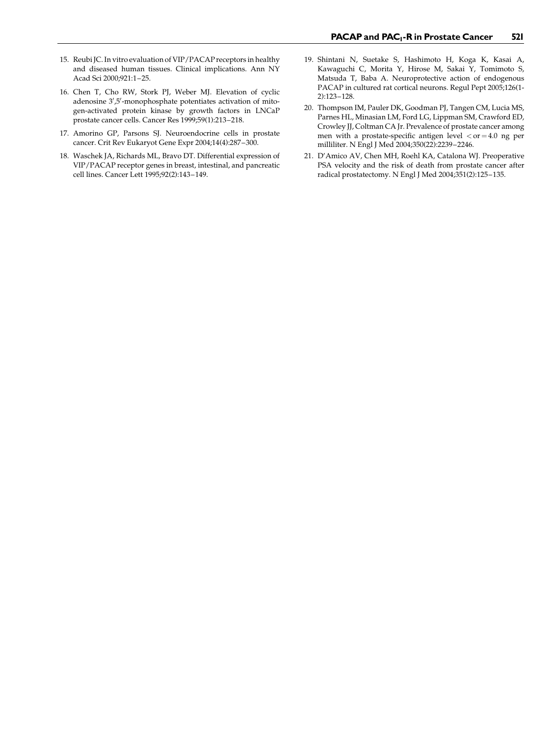15. Reubi JC. In vitro evaluation of VIP/PACAP receptors in healthy and diseased human tissues. Clinical implications. Ann NY Acad Sci 2000;921:1–25.

16. Chen T, Cho RW, Stork PJ, Weber MJ. Elevation of cyclic adenosine 3′,5′-monophosphate potentiates activation of mitogen-activated protein kinase by growth factors in LNCaP prostate cancer cells. Cancer Res 1999;59(1):213–218.

17. Amorino GP, Parsons SJ. Neuroendocrine cells in prostate cancer. Crit Rev Eukaryot Gene Expr 2004;14(4):287–300.

18. Waschek JA, Richards ML, Bravo DT. Differential expression of VIP/PACAP receptor genes in breast, intestinal, and pancreatic cell lines. Cancer Lett 1995;92(2):143–149.

19. Shintani N, Suetake S, Hashimoto H, Koga K, Kasai A, Kawaguchi C, Morita Y, Hirose M, Sakai Y, Tomimoto S, Matsuda T, Baba A. Neuroprotective action of endogenous PACAP in cultured rat cortical neurons. Regul Pept 2005;126(1-2):123–128.

20. Thompson IM, Pauler DK, Goodman PJ, Tangen CM, Lucia MS, Parnes HL, Minasian LM, Ford LG, Lippman SM, Crawford ED, Crowley JJ, Coltman CA Jr. Prevalence of prostate cancer among men with a prostate-specific antigen level < or = 4.0 ng per milliliter. N Engl J Med 2004;350(22):2239–2246.

21. D'Amico AV, Chen MH, Roehl KA, Catalona WJ. Preoperative PSA velocity and the risk of death from prostate cancer after radical prostatectomy. N Engl J Med 2004;351(2):125–135.